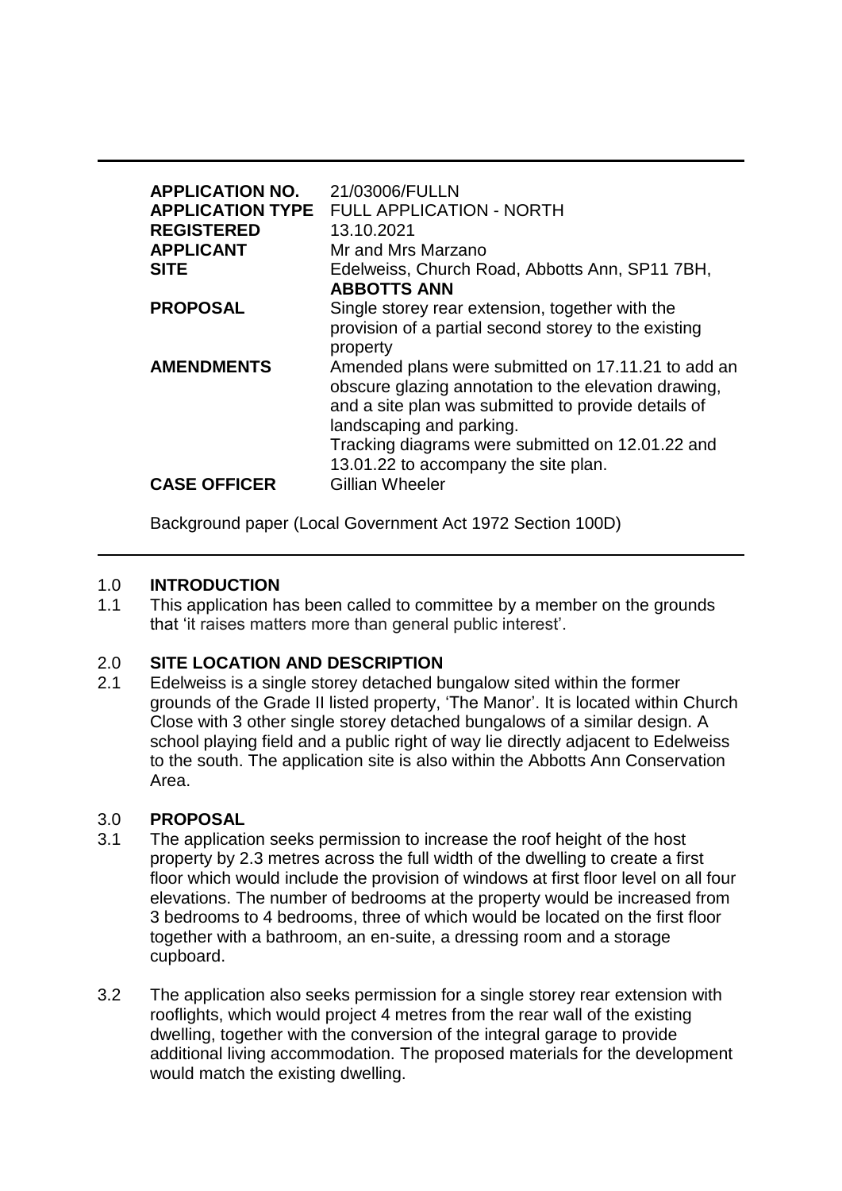| | |
|---|---|
| **APPLICATION NO.** | 21/03006/FULLN |
| **APPLICATION TYPE** | FULL APPLICATION - NORTH |
| **REGISTERED** | 13.10.2021 |
| **APPLICANT** | Mr and Mrs Marzano |
| **SITE** | Edelweiss, Church Road, Abbotts Ann, SP11 7BH, **ABBOTTS ANN** |
| **PROPOSAL** | Single storey rear extension, together with the provision of a partial second storey to the existing property |
| **AMENDMENTS** | Amended plans were submitted on 17.11.21 to add an obscure glazing annotation to the elevation drawing, and a site plan was submitted to provide details of landscaping and parking.<br>Tracking diagrams were submitted on 12.01.22 and 13.01.22 to accompany the site plan. |
| **CASE OFFICER** | Gillian Wheeler |

Background paper (Local Government Act 1972 Section 100D)

## 1.0 INTRODUCTION

1.1 This application has been called to committee by a member on the grounds that 'it raises matters more than general public interest'.

## 2.0 SITE LOCATION AND DESCRIPTION

2.1 Edelweiss is a single storey detached bungalow sited within the former grounds of the Grade II listed property, 'The Manor'. It is located within Church Close with 3 other single storey detached bungalows of a similar design. A school playing field and a public right of way lie directly adjacent to Edelweiss to the south. The application site is also within the Abbotts Ann Conservation Area.

## 3.0 PROPOSAL

3.1 The application seeks permission to increase the roof height of the host property by 2.3 metres across the full width of the dwelling to create a first floor which would include the provision of windows at first floor level on all four elevations. The number of bedrooms at the property would be increased from 3 bedrooms to 4 bedrooms, three of which would be located on the first floor together with a bathroom, an en-suite, a dressing room and a storage cupboard.

3.2 The application also seeks permission for a single storey rear extension with rooflights, which would project 4 metres from the rear wall of the existing dwelling, together with the conversion of the integral garage to provide additional living accommodation. The proposed materials for the development would match the existing dwelling.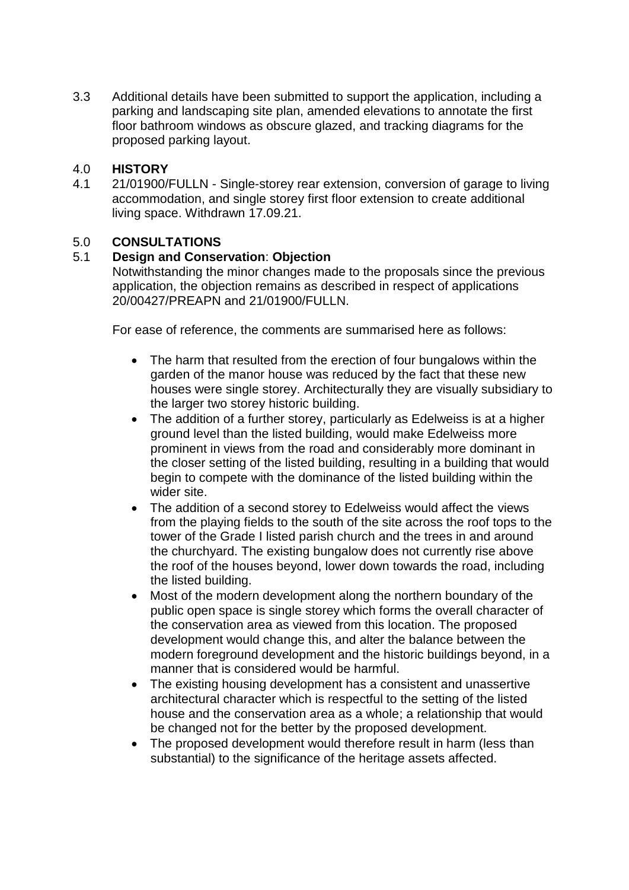3.3 Additional details have been submitted to support the application, including a parking and landscaping site plan, amended elevations to annotate the first floor bathroom windows as obscure glazed, and tracking diagrams for the proposed parking layout.

## 4.0 HISTORY

4.1 21/01900/FULLN - Single-storey rear extension, conversion of garage to living accommodation, and single storey first floor extension to create additional living space. Withdrawn 17.09.21.

## 5.0 CONSULTATIONS

### 5.1 Design and Conservation: Objection

Notwithstanding the minor changes made to the proposals since the previous application, the objection remains as described in respect of applications 20/00427/PREAPN and 21/01900/FULLN.

For ease of reference, the comments are summarised here as follows:

- The harm that resulted from the erection of four bungalows within the garden of the manor house was reduced by the fact that these new houses were single storey. Architecturally they are visually subsidiary to the larger two storey historic building.
- The addition of a further storey, particularly as Edelweiss is at a higher ground level than the listed building, would make Edelweiss more prominent in views from the road and considerably more dominant in the closer setting of the listed building, resulting in a building that would begin to compete with the dominance of the listed building within the wider site.
- The addition of a second storey to Edelweiss would affect the views from the playing fields to the south of the site across the roof tops to the tower of the Grade I listed parish church and the trees in and around the churchyard. The existing bungalow does not currently rise above the roof of the houses beyond, lower down towards the road, including the listed building.
- Most of the modern development along the northern boundary of the public open space is single storey which forms the overall character of the conservation area as viewed from this location. The proposed development would change this, and alter the balance between the modern foreground development and the historic buildings beyond, in a manner that is considered would be harmful.
- The existing housing development has a consistent and unassertive architectural character which is respectful to the setting of the listed house and the conservation area as a whole; a relationship that would be changed not for the better by the proposed development.
- The proposed development would therefore result in harm (less than substantial) to the significance of the heritage assets affected.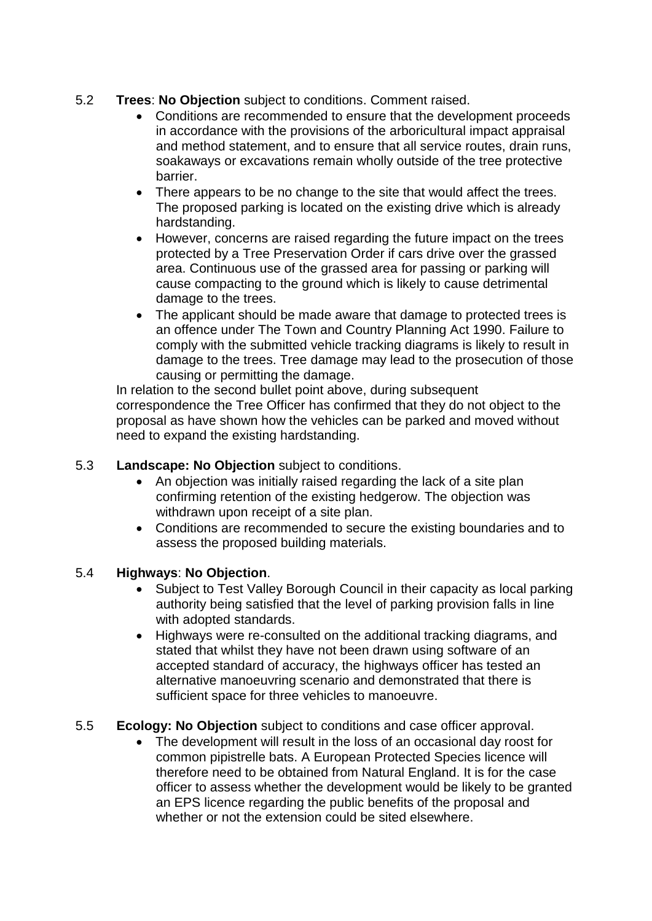5.2 **Trees**: **No Objection** subject to conditions. Comment raised.

- Conditions are recommended to ensure that the development proceeds in accordance with the provisions of the arboricultural impact appraisal and method statement, and to ensure that all service routes, drain runs, soakaways or excavations remain wholly outside of the tree protective barrier.
- There appears to be no change to the site that would affect the trees. The proposed parking is located on the existing drive which is already hardstanding.
- However, concerns are raised regarding the future impact on the trees protected by a Tree Preservation Order if cars drive over the grassed area. Continuous use of the grassed area for passing or parking will cause compacting to the ground which is likely to cause detrimental damage to the trees.
- The applicant should be made aware that damage to protected trees is an offence under The Town and Country Planning Act 1990. Failure to comply with the submitted vehicle tracking diagrams is likely to result in damage to the trees. Tree damage may lead to the prosecution of those causing or permitting the damage.

In relation to the second bullet point above, during subsequent correspondence the Tree Officer has confirmed that they do not object to the proposal as have shown how the vehicles can be parked and moved without need to expand the existing hardstanding.

5.3 **Landscape: No Objection** subject to conditions.

- An objection was initially raised regarding the lack of a site plan confirming retention of the existing hedgerow. The objection was withdrawn upon receipt of a site plan.
- Conditions are recommended to secure the existing boundaries and to assess the proposed building materials.

5.4 **Highways**: **No Objection**.

- Subject to Test Valley Borough Council in their capacity as local parking authority being satisfied that the level of parking provision falls in line with adopted standards.
- Highways were re-consulted on the additional tracking diagrams, and stated that whilst they have not been drawn using software of an accepted standard of accuracy, the highways officer has tested an alternative manoeuvring scenario and demonstrated that there is sufficient space for three vehicles to manoeuvre.

5.5 **Ecology: No Objection** subject to conditions and case officer approval.

- The development will result in the loss of an occasional day roost for common pipistrelle bats. A European Protected Species licence will therefore need to be obtained from Natural England. It is for the case officer to assess whether the development would be likely to be granted an EPS licence regarding the public benefits of the proposal and whether or not the extension could be sited elsewhere.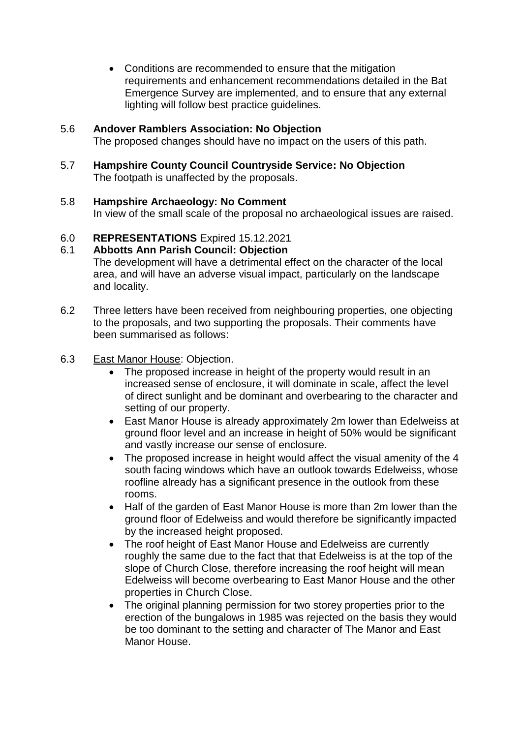- Conditions are recommended to ensure that the mitigation requirements and enhancement recommendations detailed in the Bat Emergence Survey are implemented, and to ensure that any external lighting will follow best practice guidelines.

5.6 **Andover Ramblers Association: No Objection**
The proposed changes should have no impact on the users of this path.

5.7 **Hampshire County Council Countryside Service: No Objection**
The footpath is unaffected by the proposals.

5.8 **Hampshire Archaeology: No Comment**
In view of the small scale of the proposal no archaeological issues are raised.

6.0 **REPRESENTATIONS** Expired 15.12.2021

6.1 **Abbotts Ann Parish Council: Objection**
The development will have a detrimental effect on the character of the local area, and will have an adverse visual impact, particularly on the landscape and locality.

6.2 Three letters have been received from neighbouring properties, one objecting to the proposals, and two supporting the proposals. Their comments have been summarised as follows:

6.3 <u>East Manor House</u>: Objection.

- The proposed increase in height of the property would result in an increased sense of enclosure, it will dominate in scale, affect the level of direct sunlight and be dominant and overbearing to the character and setting of our property.
- East Manor House is already approximately 2m lower than Edelweiss at ground floor level and an increase in height of 50% would be significant and vastly increase our sense of enclosure.
- The proposed increase in height would affect the visual amenity of the 4 south facing windows which have an outlook towards Edelweiss, whose roofline already has a significant presence in the outlook from these rooms.
- Half of the garden of East Manor House is more than 2m lower than the ground floor of Edelweiss and would therefore be significantly impacted by the increased height proposed.
- The roof height of East Manor House and Edelweiss are currently roughly the same due to the fact that that Edelweiss is at the top of the slope of Church Close, therefore increasing the roof height will mean Edelweiss will become overbearing to East Manor House and the other properties in Church Close.
- The original planning permission for two storey properties prior to the erection of the bungalows in 1985 was rejected on the basis they would be too dominant to the setting and character of The Manor and East Manor House.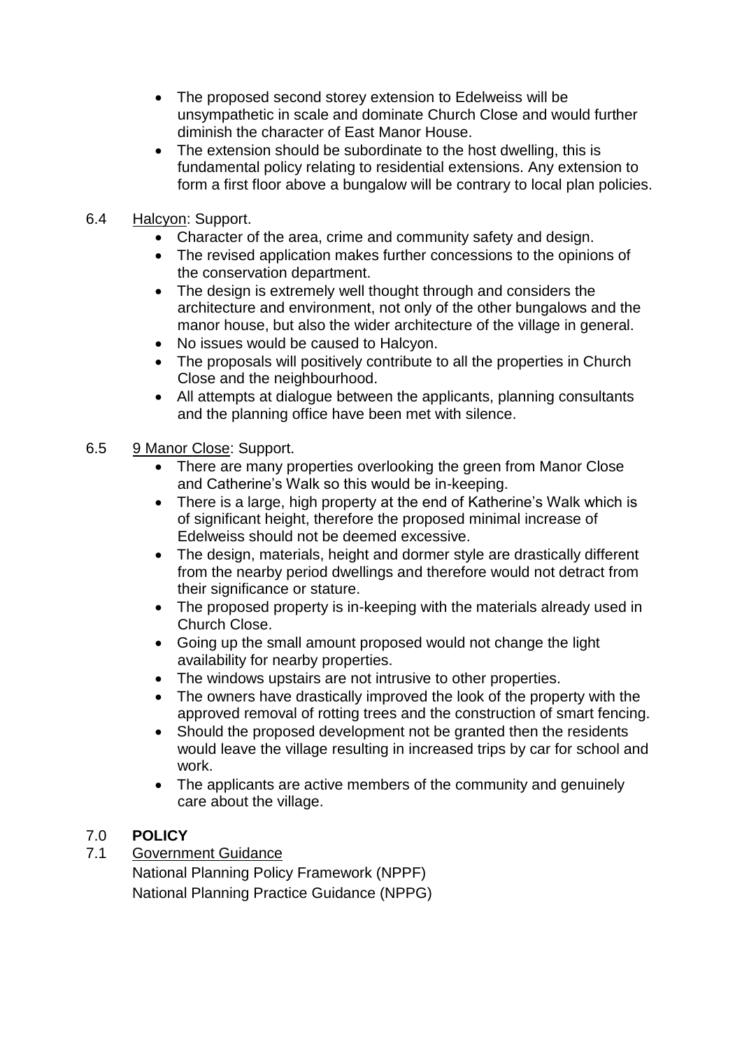- The proposed second storey extension to Edelweiss will be unsympathetic in scale and dominate Church Close and would further diminish the character of East Manor House.
- The extension should be subordinate to the host dwelling, this is fundamental policy relating to residential extensions. Any extension to form a first floor above a bungalow will be contrary to local plan policies.

6.4 Halcyon: Support.

- Character of the area, crime and community safety and design.
- The revised application makes further concessions to the opinions of the conservation department.
- The design is extremely well thought through and considers the architecture and environment, not only of the other bungalows and the manor house, but also the wider architecture of the village in general.
- No issues would be caused to Halcyon.
- The proposals will positively contribute to all the properties in Church Close and the neighbourhood.
- All attempts at dialogue between the applicants, planning consultants and the planning office have been met with silence.

6.5 9 Manor Close: Support.

- There are many properties overlooking the green from Manor Close and Catherine's Walk so this would be in-keeping.
- There is a large, high property at the end of Katherine's Walk which is of significant height, therefore the proposed minimal increase of Edelweiss should not be deemed excessive.
- The design, materials, height and dormer style are drastically different from the nearby period dwellings and therefore would not detract from their significance or stature.
- The proposed property is in-keeping with the materials already used in Church Close.
- Going up the small amount proposed would not change the light availability for nearby properties.
- The windows upstairs are not intrusive to other properties.
- The owners have drastically improved the look of the property with the approved removal of rotting trees and the construction of smart fencing.
- Should the proposed development not be granted then the residents would leave the village resulting in increased trips by car for school and work.
- The applicants are active members of the community and genuinely care about the village.

## 7.0 POLICY

7.1 Government Guidance

National Planning Policy Framework (NPPF)
National Planning Practice Guidance (NPPG)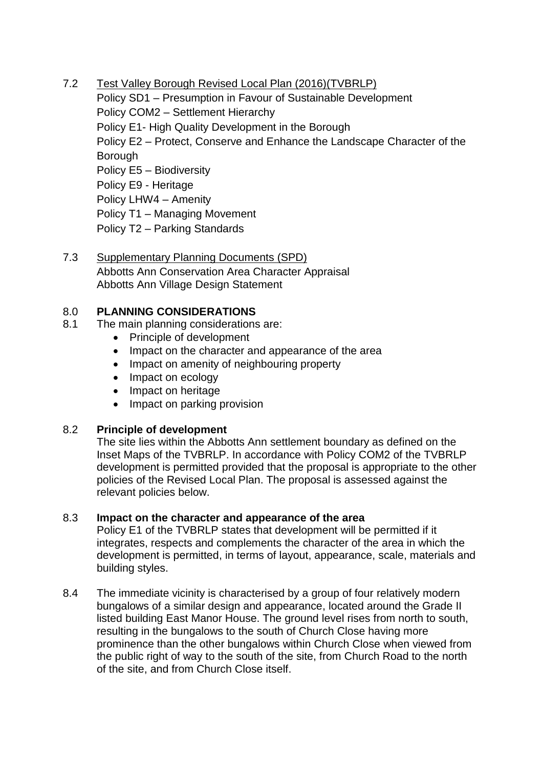7.2 Test Valley Borough Revised Local Plan (2016)(TVBRLP)

Policy SD1 – Presumption in Favour of Sustainable Development
Policy COM2 – Settlement Hierarchy
Policy E1- High Quality Development in the Borough
Policy E2 – Protect, Conserve and Enhance the Landscape Character of the Borough
Policy E5 – Biodiversity
Policy E9 - Heritage
Policy LHW4 – Amenity
Policy T1 – Managing Movement
Policy T2 – Parking Standards

7.3 Supplementary Planning Documents (SPD)

Abbotts Ann Conservation Area Character Appraisal
Abbotts Ann Village Design Statement

## 8.0 PLANNING CONSIDERATIONS

8.1 The main planning considerations are:

- Principle of development
- Impact on the character and appearance of the area
- Impact on amenity of neighbouring property
- Impact on ecology
- Impact on heritage
- Impact on parking provision

### 8.2 Principle of development

The site lies within the Abbotts Ann settlement boundary as defined on the Inset Maps of the TVBRLP. In accordance with Policy COM2 of the TVBRLP development is permitted provided that the proposal is appropriate to the other policies of the Revised Local Plan. The proposal is assessed against the relevant policies below.

### 8.3 Impact on the character and appearance of the area

Policy E1 of the TVBRLP states that development will be permitted if it integrates, respects and complements the character of the area in which the development is permitted, in terms of layout, appearance, scale, materials and building styles.

8.4 The immediate vicinity is characterised by a group of four relatively modern bungalows of a similar design and appearance, located around the Grade II listed building East Manor House. The ground level rises from north to south, resulting in the bungalows to the south of Church Close having more prominence than the other bungalows within Church Close when viewed from the public right of way to the south of the site, from Church Road to the north of the site, and from Church Close itself.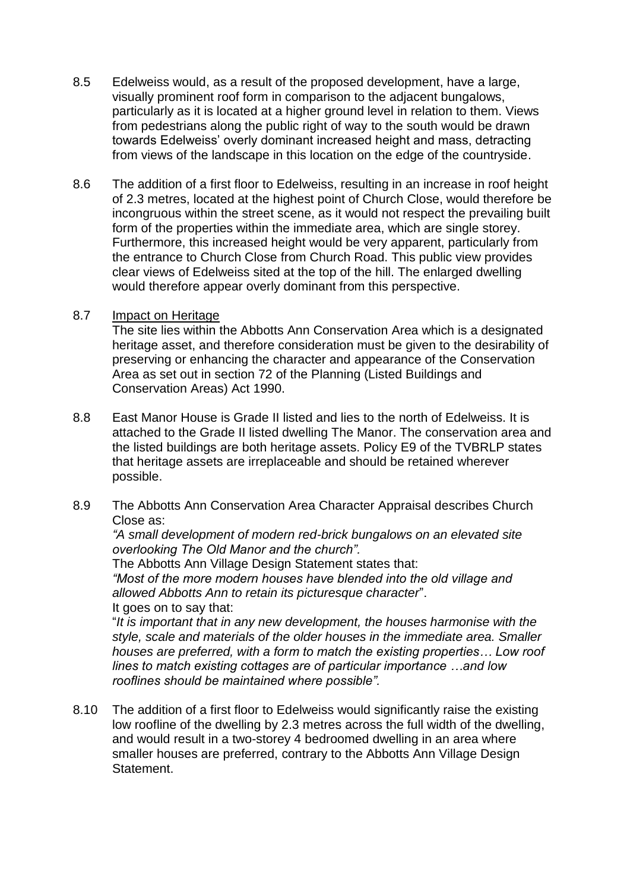8.5 Edelweiss would, as a result of the proposed development, have a large, visually prominent roof form in comparison to the adjacent bungalows, particularly as it is located at a higher ground level in relation to them. Views from pedestrians along the public right of way to the south would be drawn towards Edelweiss' overly dominant increased height and mass, detracting from views of the landscape in this location on the edge of the countryside.

8.6 The addition of a first floor to Edelweiss, resulting in an increase in roof height of 2.3 metres, located at the highest point of Church Close, would therefore be incongruous within the street scene, as it would not respect the prevailing built form of the properties within the immediate area, which are single storey. Furthermore, this increased height would be very apparent, particularly from the entrance to Church Close from Church Road. This public view provides clear views of Edelweiss sited at the top of the hill. The enlarged dwelling would therefore appear overly dominant from this perspective.

8.7 Impact on Heritage

The site lies within the Abbotts Ann Conservation Area which is a designated heritage asset, and therefore consideration must be given to the desirability of preserving or enhancing the character and appearance of the Conservation Area as set out in section 72 of the Planning (Listed Buildings and Conservation Areas) Act 1990.

8.8 East Manor House is Grade II listed and lies to the north of Edelweiss. It is attached to the Grade II listed dwelling The Manor. The conservation area and the listed buildings are both heritage assets. Policy E9 of the TVBRLP states that heritage assets are irreplaceable and should be retained wherever possible.

8.9 The Abbotts Ann Conservation Area Character Appraisal describes Church Close as:

*"A small development of modern red-brick bungalows on an elevated site overlooking The Old Manor and the church".*

The Abbotts Ann Village Design Statement states that:

*"Most of the more modern houses have blended into the old village and allowed Abbotts Ann to retain its picturesque character*".

It goes on to say that:

"*It is important that in any new development, the houses harmonise with the style, scale and materials of the older houses in the immediate area. Smaller houses are preferred, with a form to match the existing properties… Low roof lines to match existing cottages are of particular importance …and low rooflines should be maintained where possible".*

8.10 The addition of a first floor to Edelweiss would significantly raise the existing low roofline of the dwelling by 2.3 metres across the full width of the dwelling, and would result in a two-storey 4 bedroomed dwelling in an area where smaller houses are preferred, contrary to the Abbotts Ann Village Design Statement.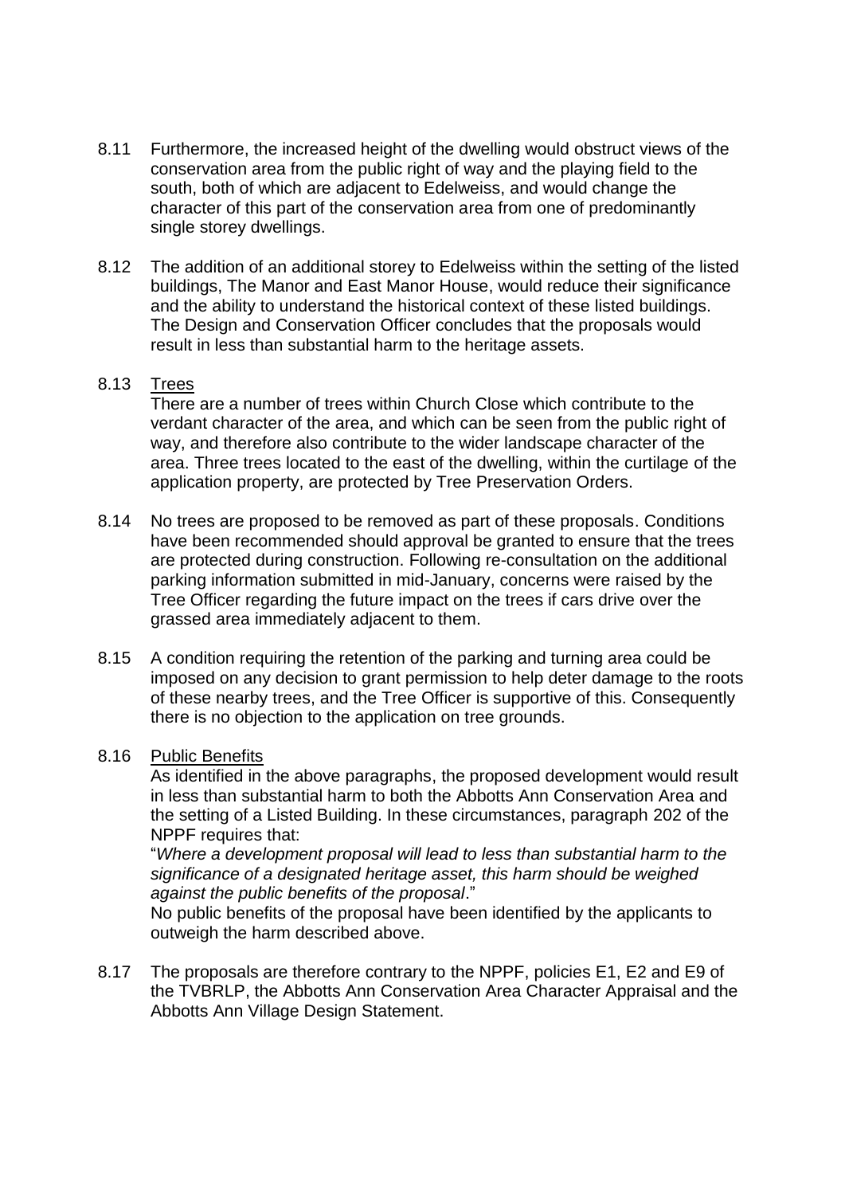8.11 Furthermore, the increased height of the dwelling would obstruct views of the conservation area from the public right of way and the playing field to the south, both of which are adjacent to Edelweiss, and would change the character of this part of the conservation area from one of predominantly single storey dwellings.

8.12 The addition of an additional storey to Edelweiss within the setting of the listed buildings, The Manor and East Manor House, would reduce their significance and the ability to understand the historical context of these listed buildings. The Design and Conservation Officer concludes that the proposals would result in less than substantial harm to the heritage assets.

8.13 <u>Trees</u>

There are a number of trees within Church Close which contribute to the verdant character of the area, and which can be seen from the public right of way, and therefore also contribute to the wider landscape character of the area. Three trees located to the east of the dwelling, within the curtilage of the application property, are protected by Tree Preservation Orders.

8.14 No trees are proposed to be removed as part of these proposals. Conditions have been recommended should approval be granted to ensure that the trees are protected during construction. Following re-consultation on the additional parking information submitted in mid-January, concerns were raised by the Tree Officer regarding the future impact on the trees if cars drive over the grassed area immediately adjacent to them.

8.15 A condition requiring the retention of the parking and turning area could be imposed on any decision to grant permission to help deter damage to the roots of these nearby trees, and the Tree Officer is supportive of this. Consequently there is no objection to the application on tree grounds.

8.16 <u>Public Benefits</u>

As identified in the above paragraphs, the proposed development would result in less than substantial harm to both the Abbotts Ann Conservation Area and the setting of a Listed Building. In these circumstances, paragraph 202 of the NPPF requires that:

"*Where a development proposal will lead to less than substantial harm to the significance of a designated heritage asset, this harm should be weighed against the public benefits of the proposal*."

No public benefits of the proposal have been identified by the applicants to outweigh the harm described above.

8.17 The proposals are therefore contrary to the NPPF, policies E1, E2 and E9 of the TVBRLP, the Abbotts Ann Conservation Area Character Appraisal and the Abbotts Ann Village Design Statement.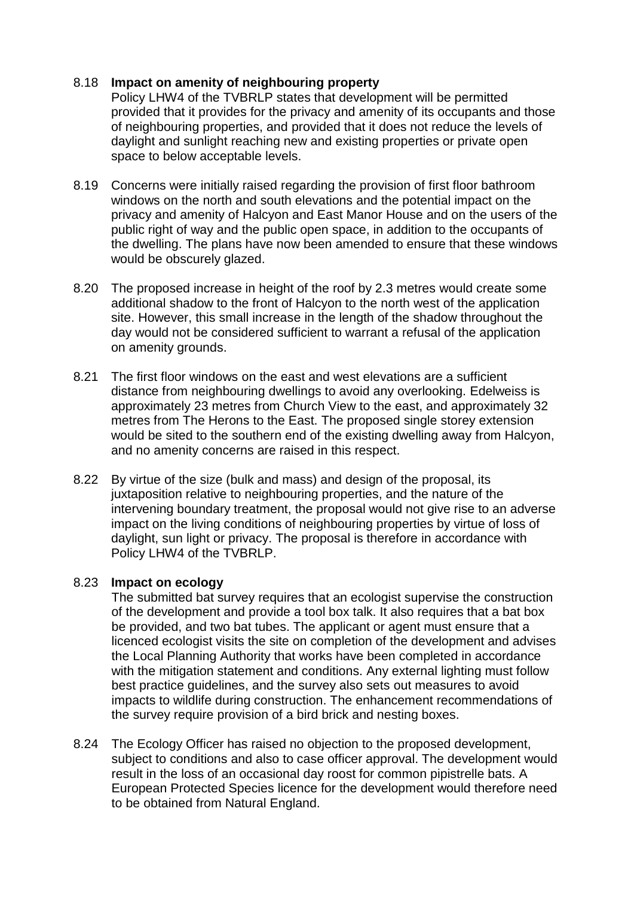8.18 **Impact on amenity of neighbouring property**

Policy LHW4 of the TVBRLP states that development will be permitted provided that it provides for the privacy and amenity of its occupants and those of neighbouring properties, and provided that it does not reduce the levels of daylight and sunlight reaching new and existing properties or private open space to below acceptable levels.

8.19 Concerns were initially raised regarding the provision of first floor bathroom windows on the north and south elevations and the potential impact on the privacy and amenity of Halcyon and East Manor House and on the users of the public right of way and the public open space, in addition to the occupants of the dwelling. The plans have now been amended to ensure that these windows would be obscurely glazed.

8.20 The proposed increase in height of the roof by 2.3 metres would create some additional shadow to the front of Halcyon to the north west of the application site. However, this small increase in the length of the shadow throughout the day would not be considered sufficient to warrant a refusal of the application on amenity grounds.

8.21 The first floor windows on the east and west elevations are a sufficient distance from neighbouring dwellings to avoid any overlooking. Edelweiss is approximately 23 metres from Church View to the east, and approximately 32 metres from The Herons to the East. The proposed single storey extension would be sited to the southern end of the existing dwelling away from Halcyon, and no amenity concerns are raised in this respect.

8.22 By virtue of the size (bulk and mass) and design of the proposal, its juxtaposition relative to neighbouring properties, and the nature of the intervening boundary treatment, the proposal would not give rise to an adverse impact on the living conditions of neighbouring properties by virtue of loss of daylight, sun light or privacy. The proposal is therefore in accordance with Policy LHW4 of the TVBRLP.

8.23 **Impact on ecology**

The submitted bat survey requires that an ecologist supervise the construction of the development and provide a tool box talk. It also requires that a bat box be provided, and two bat tubes. The applicant or agent must ensure that a licenced ecologist visits the site on completion of the development and advises the Local Planning Authority that works have been completed in accordance with the mitigation statement and conditions. Any external lighting must follow best practice guidelines, and the survey also sets out measures to avoid impacts to wildlife during construction. The enhancement recommendations of the survey require provision of a bird brick and nesting boxes.

8.24 The Ecology Officer has raised no objection to the proposed development, subject to conditions and also to case officer approval. The development would result in the loss of an occasional day roost for common pipistrelle bats. A European Protected Species licence for the development would therefore need to be obtained from Natural England.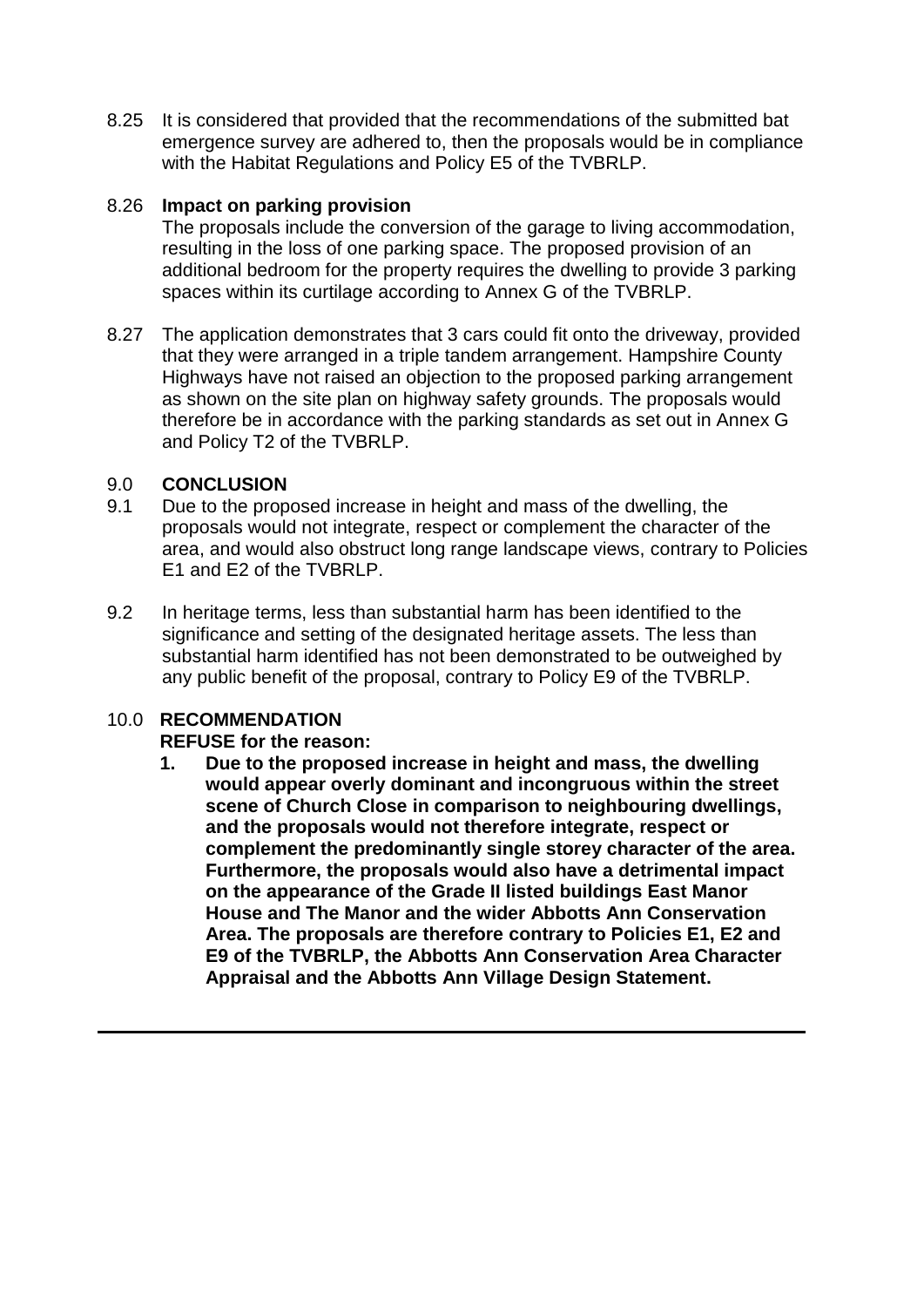8.25 It is considered that provided that the recommendations of the submitted bat emergence survey are adhered to, then the proposals would be in compliance with the Habitat Regulations and Policy E5 of the TVBRLP.

8.26 **Impact on parking provision**
The proposals include the conversion of the garage to living accommodation, resulting in the loss of one parking space. The proposed provision of an additional bedroom for the property requires the dwelling to provide 3 parking spaces within its curtilage according to Annex G of the TVBRLP.

8.27 The application demonstrates that 3 cars could fit onto the driveway, provided that they were arranged in a triple tandem arrangement. Hampshire County Highways have not raised an objection to the proposed parking arrangement as shown on the site plan on highway safety grounds. The proposals would therefore be in accordance with the parking standards as set out in Annex G and Policy T2 of the TVBRLP.

## 9.0 CONCLUSION

9.1 Due to the proposed increase in height and mass of the dwelling, the proposals would not integrate, respect or complement the character of the area, and would also obstruct long range landscape views, contrary to Policies E1 and E2 of the TVBRLP.

9.2 In heritage terms, less than substantial harm has been identified to the significance and setting of the designated heritage assets. The less than substantial harm identified has not been demonstrated to be outweighed by any public benefit of the proposal, contrary to Policy E9 of the TVBRLP.

## 10.0 RECOMMENDATION

**REFUSE for the reason:**

1. **Due to the proposed increase in height and mass, the dwelling would appear overly dominant and incongruous within the street scene of Church Close in comparison to neighbouring dwellings, and the proposals would not therefore integrate, respect or complement the predominantly single storey character of the area. Furthermore, the proposals would also have a detrimental impact on the appearance of the Grade II listed buildings East Manor House and The Manor and the wider Abbotts Ann Conservation Area. The proposals are therefore contrary to Policies E1, E2 and E9 of the TVBRLP, the Abbotts Ann Conservation Area Character Appraisal and the Abbotts Ann Village Design Statement.**